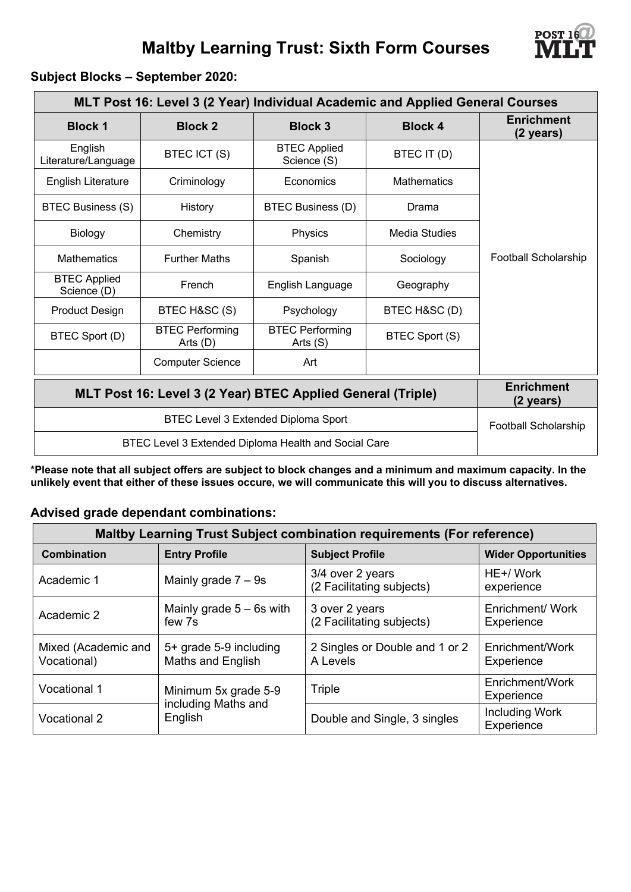# Maltby Learning Trust: Sixth Form Courses

## Subject Blocks – September 2020:

| MLT Post 16: Level 3 (2 Year) Individual Academic and Applied General Courses | | | | |
|---|---|---|---|---|
| **Block 1** | **Block 2** | **Block 3** | **Block 4** | **Enrichment (2 years)** |
| English Literature/Language | BTEC ICT (S) | BTEC Applied Science (S) | BTEC IT (D) | Football Scholarship |
| English Literature | Criminology | Economics | Mathematics | |
| BTEC Business (S) | History | BTEC Business (D) | Drama | |
| Biology | Chemistry | Physics | Media Studies | |
| Mathematics | Further Maths | Spanish | Sociology | |
| BTEC Applied Science (D) | French | English Language | Geography | |
| Product Design | BTEC H&SC (S) | Psychology | BTEC H&SC (D) | |
| BTEC Sport (D) | BTEC Performing Arts (D) | BTEC Performing Arts (S) | BTEC Sport (S) | |
| | Computer Science | Art | | |

| MLT Post 16: Level 3 (2 Year) BTEC Applied General (Triple) | Enrichment (2 years) |
|---|---|
| BTEC Level 3 Extended Diploma Sport | Football Scholarship |
| BTEC Level 3 Extended Diploma Health and Social Care | |

**\*Please note that all subject offers are subject to block changes and a minimum and maximum capacity. In the unlikely event that either of these issues occure, we will communicate this will you to discuss alternatives.**

## Advised grade dependant combinations:

| Maltby Learning Trust Subject combination requirements (For reference) | | | |
|---|---|---|---|
| **Combination** | **Entry Profile** | **Subject Profile** | **Wider Opportunities** |
| Academic 1 | Mainly grade 7 – 9s | 3/4 over 2 years (2 Facilitating subjects) | HE+/ Work experience |
| Academic 2 | Mainly grade 5 – 6s with few 7s | 3 over 2 years (2 Facilitating subjects) | Enrichment/ Work Experience |
| Mixed (Academic and Vocational) | 5+ grade 5-9 including Maths and English | 2 Singles or Double and 1 or 2 A Levels | Enrichment/Work Experience |
| Vocational 1 | Minimum 5x grade 5-9 including Maths and English | Triple | Enrichment/Work Experience |
| Vocational 2 | | Double and Single, 3 singles | Including Work Experience |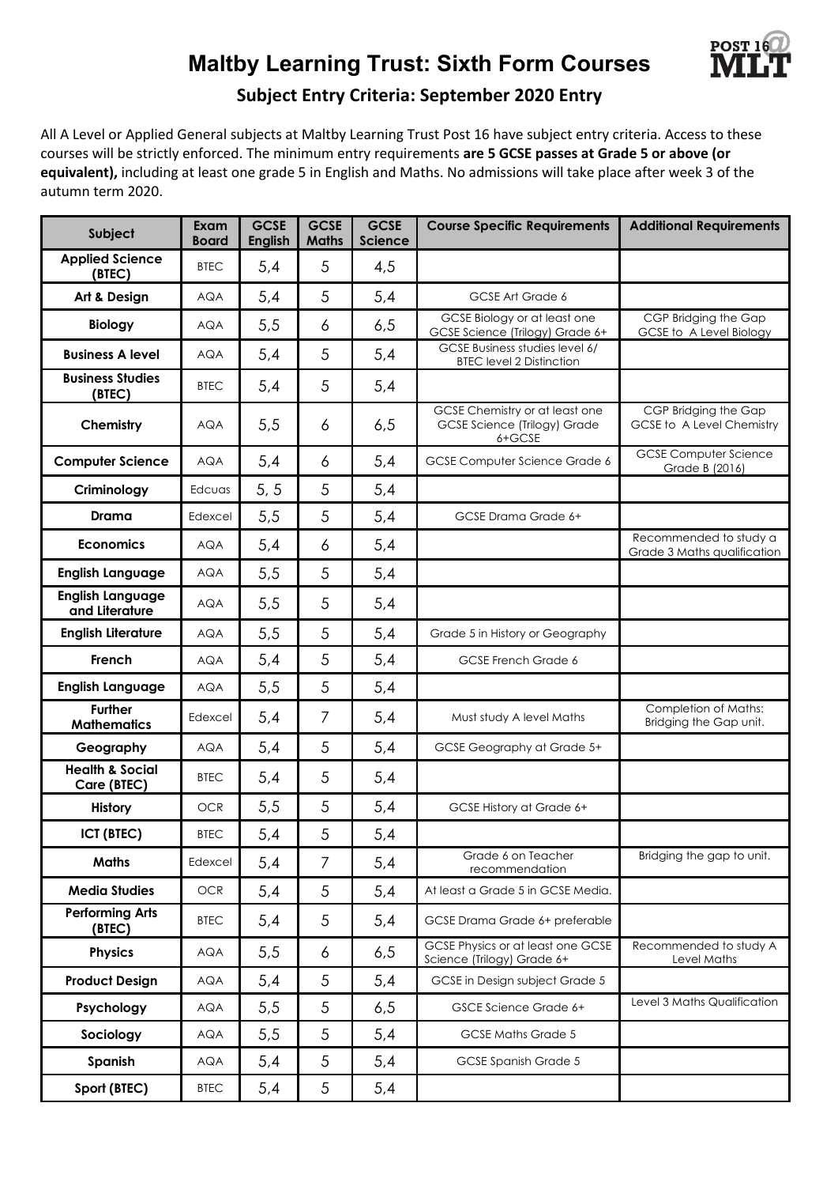# Maltby Learning Trust: Sixth Form Courses

## Subject Entry Criteria: September 2020 Entry

All A Level or Applied General subjects at Maltby Learning Trust Post 16 have subject entry criteria. Access to these courses will be strictly enforced. The minimum entry requirements **are 5 GCSE passes at Grade 5 or above (or equivalent),** including at least one grade 5 in English and Maths. No admissions will take place after week 3 of the autumn term 2020.

| Subject | Exam Board | GCSE English | GCSE Maths | GCSE Science | Course Specific Requirements | Additional Requirements |
|---|---|---|---|---|---|---|
| **Applied Science (BTEC)** | BTEC | 5,4 | 5 | 4,5 | | |
| **Art & Design** | AQA | 5,4 | 5 | 5,4 | GCSE Art Grade 6 | |
| **Biology** | AQA | 5,5 | 6 | 6,5 | GCSE Biology or at least one GCSE Science (Trilogy) Grade 6+ | CGP Bridging the Gap GCSE to A Level Biology |
| **Business A level** | AQA | 5,4 | 5 | 5,4 | GCSE Business studies level 6/ BTEC level 2 Distinction | |
| **Business Studies (BTEC)** | BTEC | 5,4 | 5 | 5,4 | | |
| **Chemistry** | AQA | 5,5 | 6 | 6,5 | GCSE Chemistry or at least one GCSE Science (Trilogy) Grade 6+GCSE | CGP Bridging the Gap GCSE to A Level Chemistry |
| **Computer Science** | AQA | 5,4 | 6 | 5,4 | GCSE Computer Science Grade 6 | GCSE Computer Science Grade B (2016) |
| **Criminology** | Edcuas | 5, 5 | 5 | 5,4 | | |
| **Drama** | Edexcel | 5,5 | 5 | 5,4 | GCSE Drama Grade 6+ | |
| **Economics** | AQA | 5,4 | 6 | 5,4 | | Recommended to study a Grade 3 Maths qualification |
| **English Language** | AQA | 5,5 | 5 | 5,4 | | |
| **English Language and Literature** | AQA | 5,5 | 5 | 5,4 | | |
| **English Literature** | AQA | 5,5 | 5 | 5,4 | Grade 5 in History or Geography | |
| **French** | AQA | 5,4 | 5 | 5,4 | GCSE French Grade 6 | |
| **English Language** | AQA | 5,5 | 5 | 5,4 | | |
| **Further Mathematics** | Edexcel | 5,4 | 7 | 5,4 | Must study A level Maths | Completion of Maths: Bridging the Gap unit. |
| **Geography** | AQA | 5,4 | 5 | 5,4 | GCSE Geography at Grade 5+ | |
| **Health & Social Care (BTEC)** | BTEC | 5,4 | 5 | 5,4 | | |
| **History** | OCR | 5,5 | 5 | 5,4 | GCSE History at Grade 6+ | |
| **ICT (BTEC)** | BTEC | 5,4 | 5 | 5,4 | | |
| **Maths** | Edexcel | 5,4 | 7 | 5,4 | Grade 6 on Teacher recommendation | Bridging the gap to unit. |
| **Media Studies** | OCR | 5,4 | 5 | 5,4 | At least a Grade 5 in GCSE Media. | |
| **Performing Arts (BTEC)** | BTEC | 5,4 | 5 | 5,4 | GCSE Drama Grade 6+ preferable | |
| **Physics** | AQA | 5,5 | 6 | 6,5 | GCSE Physics or at least one GCSE Science (Trilogy) Grade 6+ | Recommended to study A Level Maths |
| **Product Design** | AQA | 5,4 | 5 | 5,4 | GCSE in Design subject Grade 5 | |
| **Psychology** | AQA | 5,5 | 5 | 6,5 | GSCE Science Grade 6+ | Level 3 Maths Qualification |
| **Sociology** | AQA | 5,5 | 5 | 5,4 | GCSE Maths Grade 5 | |
| **Spanish** | AQA | 5,4 | 5 | 5,4 | GCSE Spanish Grade 5 | |
| **Sport (BTEC)** | BTEC | 5,4 | 5 | 5,4 | | |